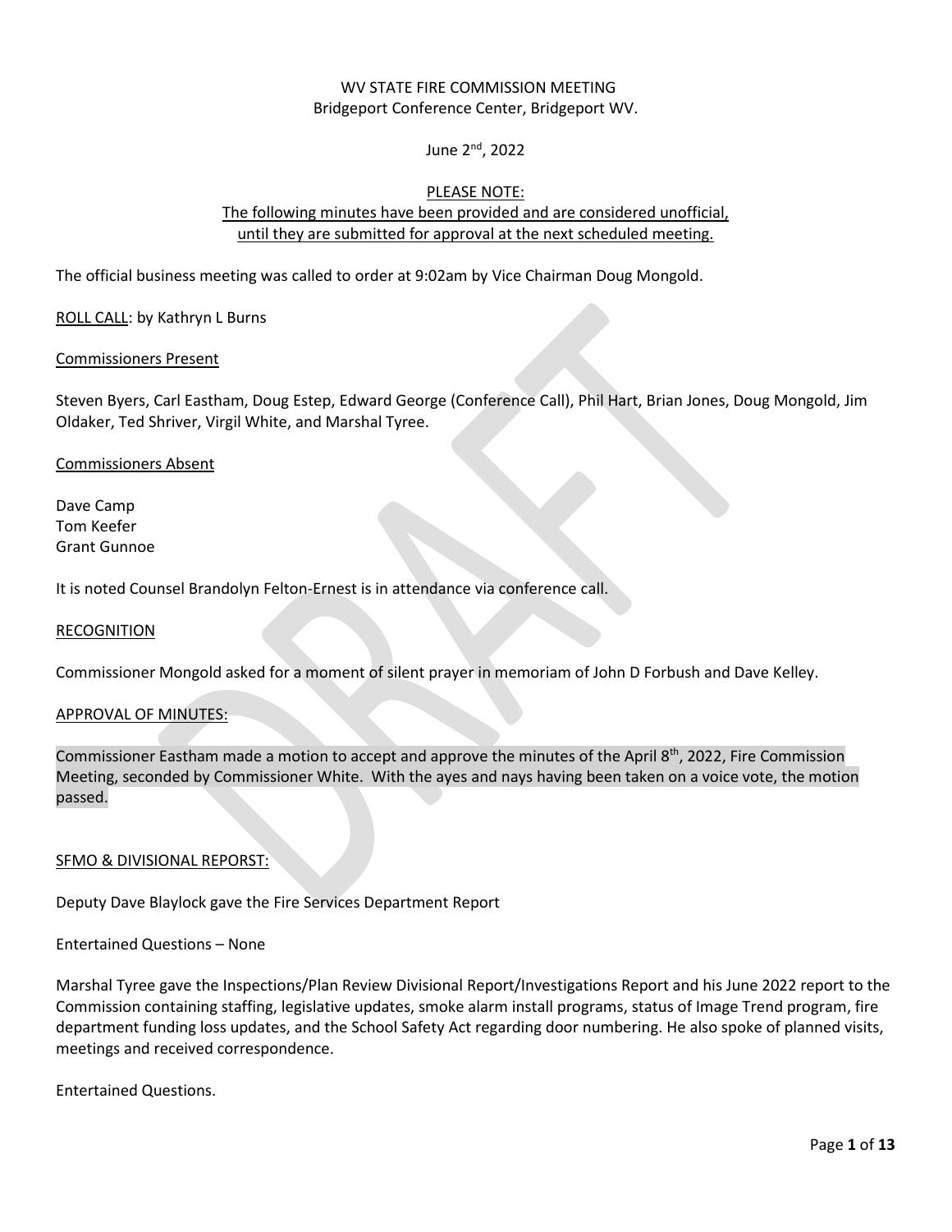WV STATE FIRE COMMISSION MEETING
Bridgeport Conference Center, Bridgeport WV.

June 2nd, 2022

PLEASE NOTE:
The following minutes have been provided and are considered unofficial, until they are submitted for approval at the next scheduled meeting.

The official business meeting was called to order at 9:02am by Vice Chairman Doug Mongold.

ROLL CALL: by Kathryn L Burns

Commissioners Present

Steven Byers, Carl Eastham, Doug Estep, Edward George (Conference Call), Phil Hart, Brian Jones, Doug Mongold, Jim Oldaker, Ted Shriver, Virgil White, and Marshal Tyree.

Commissioners Absent

Dave Camp
Tom Keefer
Grant Gunnoe

It is noted Counsel Brandolyn Felton-Ernest is in attendance via conference call.

RECOGNITION

Commissioner Mongold asked for a moment of silent prayer in memoriam of John D Forbush and Dave Kelley.

APPROVAL OF MINUTES:

Commissioner Eastham made a motion to accept and approve the minutes of the April 8th, 2022, Fire Commission Meeting, seconded by Commissioner White. With the ayes and nays having been taken on a voice vote, the motion passed.

SFMO & DIVISIONAL REPORST:

Deputy Dave Blaylock gave the Fire Services Department Report

Entertained Questions – None

Marshal Tyree gave the Inspections/Plan Review Divisional Report/Investigations Report and his June 2022 report to the Commission containing staffing, legislative updates, smoke alarm install programs, status of Image Trend program, fire department funding loss updates, and the School Safety Act regarding door numbering. He also spoke of planned visits, meetings and received correspondence.

Entertained Questions.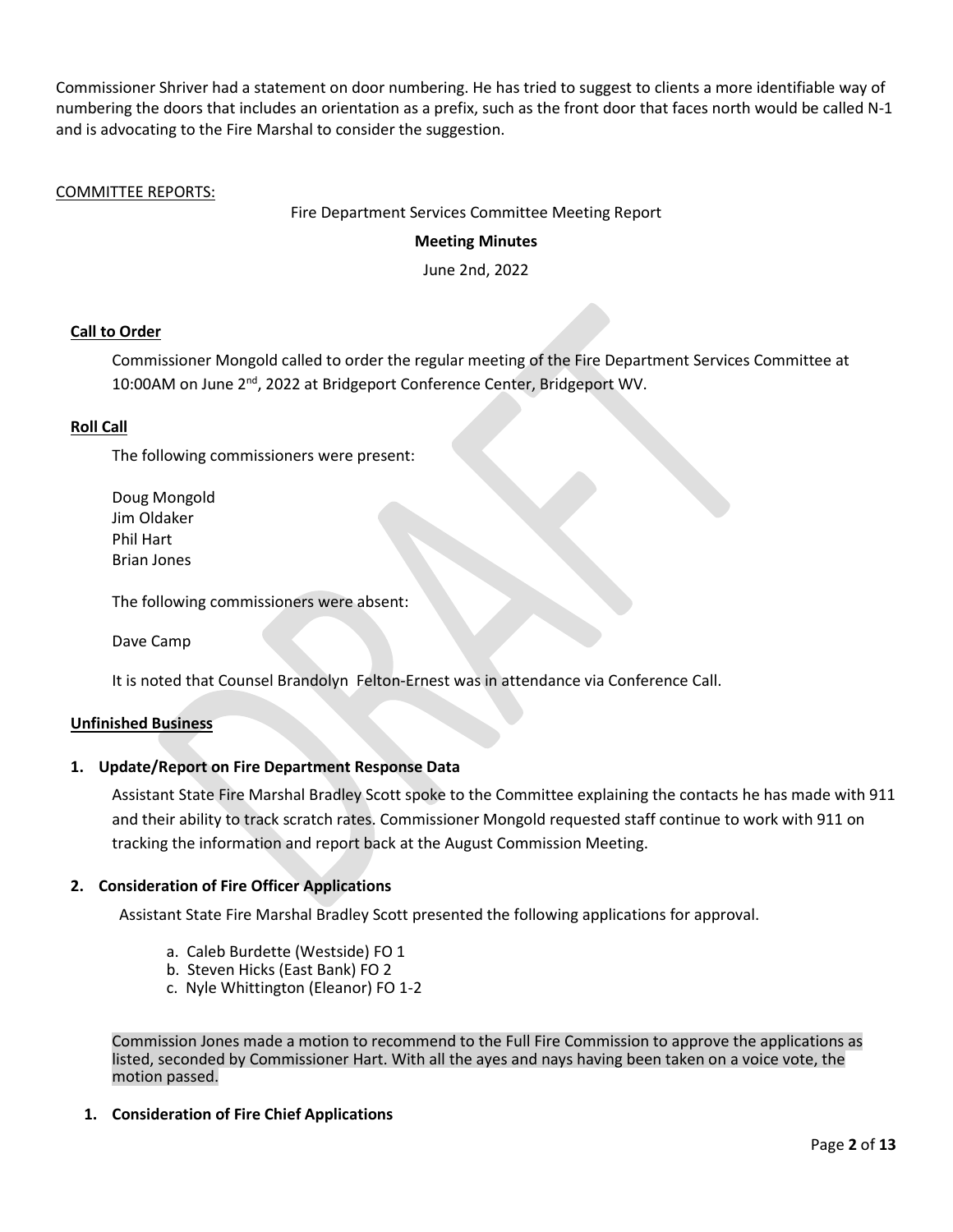Commissioner Shriver had a statement on door numbering. He has tried to suggest to clients a more identifiable way of numbering the doors that includes an orientation as a prefix, such as the front door that faces north would be called N-1 and is advocating to the Fire Marshal to consider the suggestion.

COMMITTEE REPORTS:

Fire Department Services Committee Meeting Report

**Meeting Minutes**

June 2nd, 2022

**Call to Order**

Commissioner Mongold called to order the regular meeting of the Fire Department Services Committee at 10:00AM on June 2nd, 2022 at Bridgeport Conference Center, Bridgeport WV.

**Roll Call**

The following commissioners were present:

Doug Mongold
Jim Oldaker
Phil Hart
Brian Jones

The following commissioners were absent:

Dave Camp

It is noted that Counsel Brandolyn Felton-Ernest was in attendance via Conference Call.

**Unfinished Business**

**1. Update/Report on Fire Department Response Data**

Assistant State Fire Marshal Bradley Scott spoke to the Committee explaining the contacts he has made with 911 and their ability to track scratch rates. Commissioner Mongold requested staff continue to work with 911 on tracking the information and report back at the August Commission Meeting.

**2. Consideration of Fire Officer Applications**

Assistant State Fire Marshal Bradley Scott presented the following applications for approval.

a. Caleb Burdette (Westside) FO 1
b. Steven Hicks (East Bank) FO 2
c. Nyle Whittington (Eleanor) FO 1-2

Commission Jones made a motion to recommend to the Full Fire Commission to approve the applications as listed, seconded by Commissioner Hart. With all the ayes and nays having been taken on a voice vote, the motion passed.

**1. Consideration of Fire Chief Applications**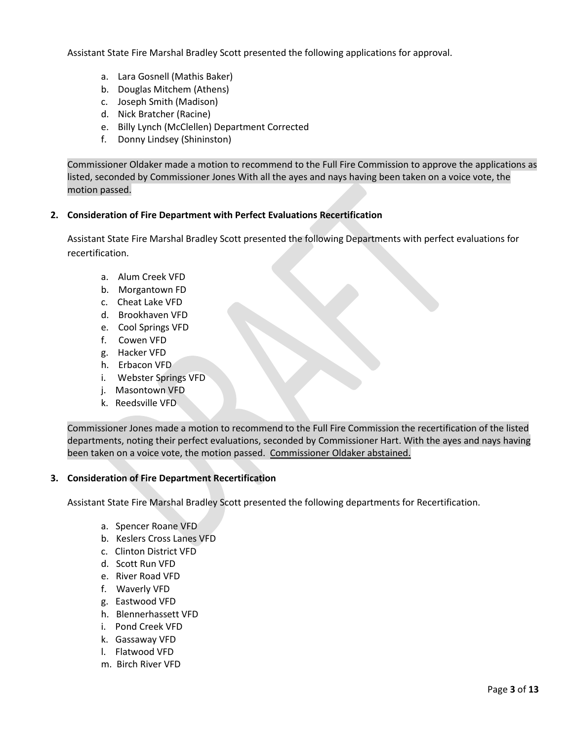Assistant State Fire Marshal Bradley Scott presented the following applications for approval.

a. Lara Gosnell (Mathis Baker)
b. Douglas Mitchem (Athens)
c. Joseph Smith (Madison)
d. Nick Bratcher (Racine)
e. Billy Lynch (McClellen) Department Corrected
f. Donny Lindsey (Shininston)

Commissioner Oldaker made a motion to recommend to the Full Fire Commission to approve the applications as listed, seconded by Commissioner Jones With all the ayes and nays having been taken on a voice vote, the motion passed.

**2. Consideration of Fire Department with Perfect Evaluations Recertification**

Assistant State Fire Marshal Bradley Scott presented the following Departments with perfect evaluations for recertification.

a. Alum Creek VFD
b. Morgantown FD
c. Cheat Lake VFD
d. Brookhaven VFD
e. Cool Springs VFD
f. Cowen VFD
g. Hacker VFD
h. Erbacon VFD
i. Webster Springs VFD
j. Masontown VFD
k. Reedsville VFD

Commissioner Jones made a motion to recommend to the Full Fire Commission the recertification of the listed departments, noting their perfect evaluations, seconded by Commissioner Hart. With the ayes and nays having been taken on a voice vote, the motion passed. Commissioner Oldaker abstained.

**3. Consideration of Fire Department Recertification**

Assistant State Fire Marshal Bradley Scott presented the following departments for Recertification.

a. Spencer Roane VFD
b. Keslers Cross Lanes VFD
c. Clinton District VFD
d. Scott Run VFD
e. River Road VFD
f. Waverly VFD
g. Eastwood VFD
h. Blennerhassett VFD
i. Pond Creek VFD
k. Gassaway VFD
l. Flatwood VFD
m. Birch River VFD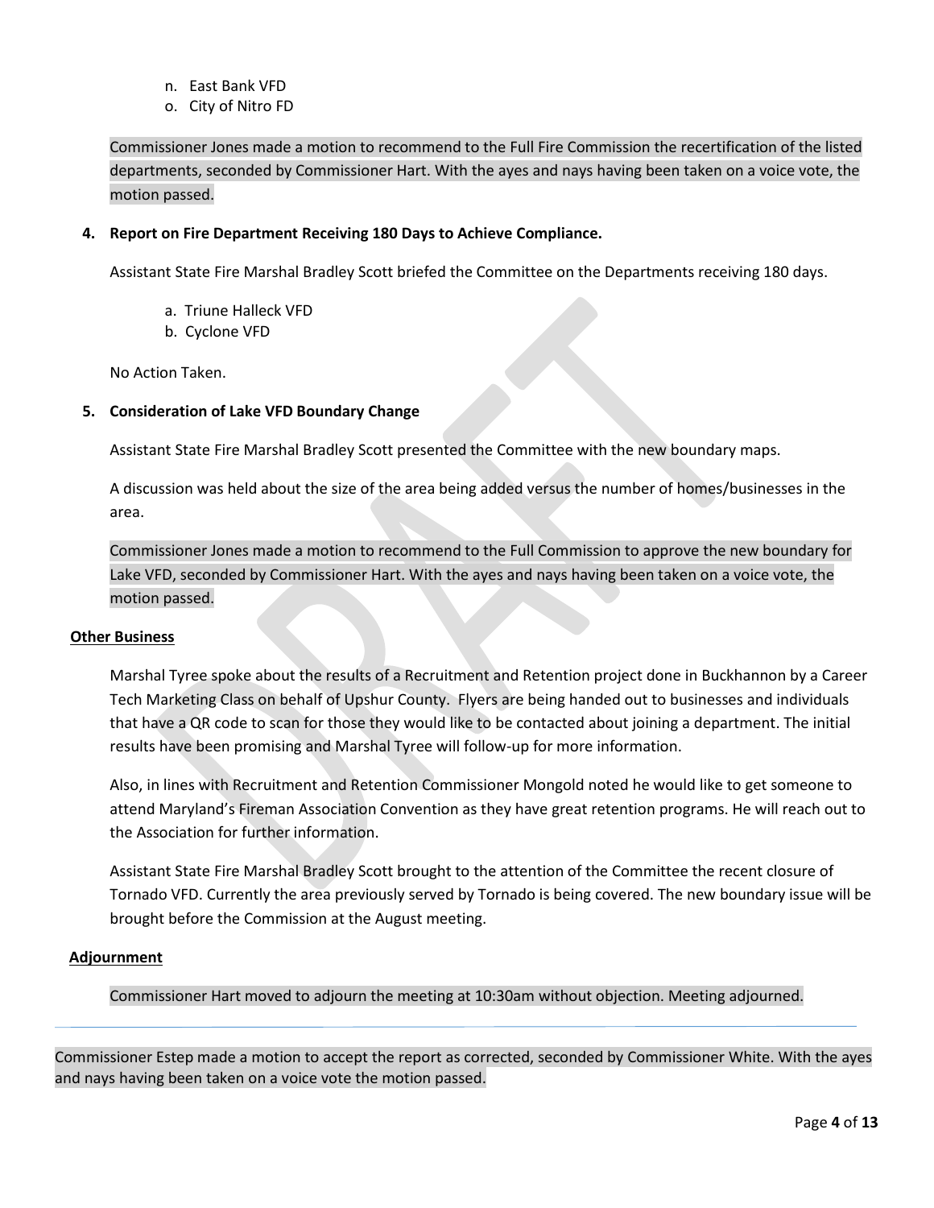n. East Bank VFD
o. City of Nitro FD

Commissioner Jones made a motion to recommend to the Full Fire Commission the recertification of the listed departments, seconded by Commissioner Hart. With the ayes and nays having been taken on a voice vote, the motion passed.

**4. Report on Fire Department Receiving 180 Days to Achieve Compliance.**

Assistant State Fire Marshal Bradley Scott briefed the Committee on the Departments receiving 180 days.

a. Triune Halleck VFD
b. Cyclone VFD

No Action Taken.

**5. Consideration of Lake VFD Boundary Change**

Assistant State Fire Marshal Bradley Scott presented the Committee with the new boundary maps.

A discussion was held about the size of the area being added versus the number of homes/businesses in the area.

Commissioner Jones made a motion to recommend to the Full Commission to approve the new boundary for Lake VFD, seconded by Commissioner Hart. With the ayes and nays having been taken on a voice vote, the motion passed.

**Other Business**

Marshal Tyree spoke about the results of a Recruitment and Retention project done in Buckhannon by a Career Tech Marketing Class on behalf of Upshur County. Flyers are being handed out to businesses and individuals that have a QR code to scan for those they would like to be contacted about joining a department. The initial results have been promising and Marshal Tyree will follow-up for more information.

Also, in lines with Recruitment and Retention Commissioner Mongold noted he would like to get someone to attend Maryland's Fireman Association Convention as they have great retention programs. He will reach out to the Association for further information.

Assistant State Fire Marshal Bradley Scott brought to the attention of the Committee the recent closure of Tornado VFD. Currently the area previously served by Tornado is being covered. The new boundary issue will be brought before the Commission at the August meeting.

**Adjournment**

Commissioner Hart moved to adjourn the meeting at 10:30am without objection. Meeting adjourned.

---

Commissioner Estep made a motion to accept the report as corrected, seconded by Commissioner White. With the ayes and nays having been taken on a voice vote the motion passed.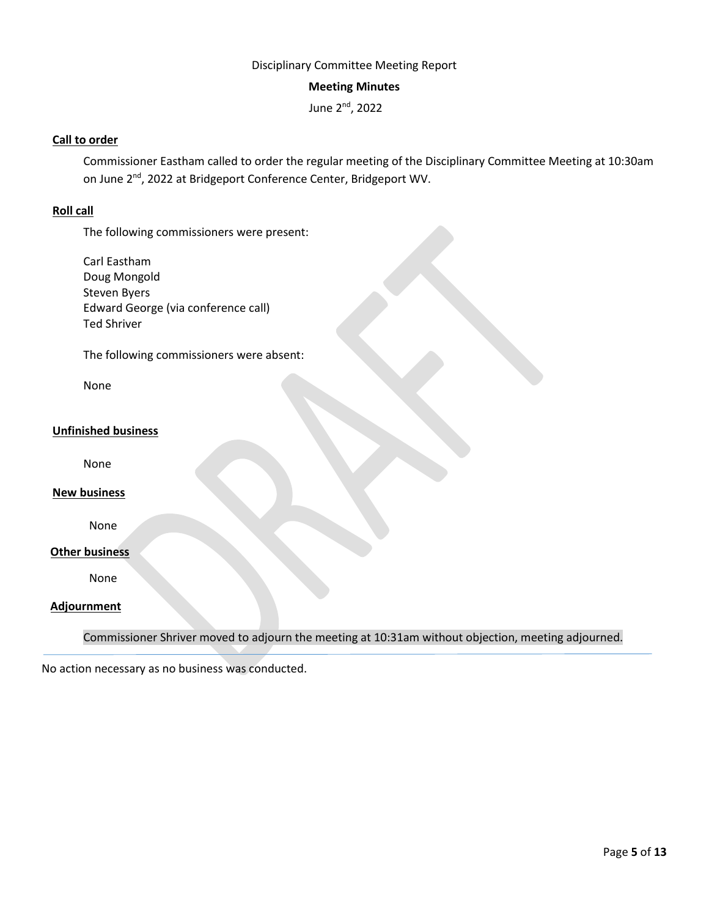Disciplinary Committee Meeting Report

**Meeting Minutes**

June 2nd, 2022

**Call to order**

Commissioner Eastham called to order the regular meeting of the Disciplinary Committee Meeting at 10:30am on June 2nd, 2022 at Bridgeport Conference Center, Bridgeport WV.

**Roll call**

The following commissioners were present:

Carl Eastham
Doug Mongold
Steven Byers
Edward George (via conference call)
Ted Shriver

The following commissioners were absent:

None

**Unfinished business**

None

**New business**

None

**Other business**

None

**Adjournment**

Commissioner Shriver moved to adjourn the meeting at 10:31am without objection, meeting adjourned.

---

No action necessary as no business was conducted.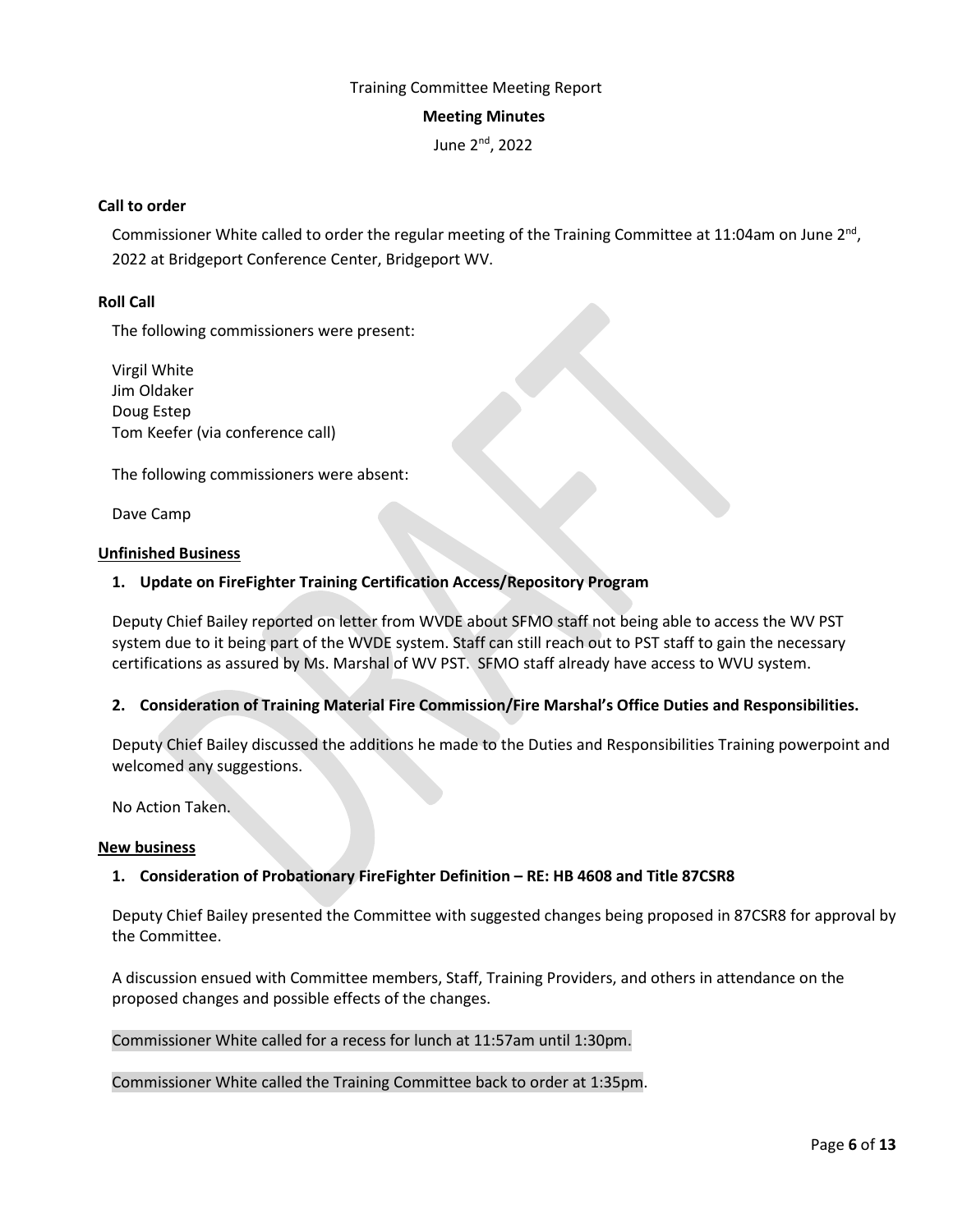Training Committee Meeting Report

**Meeting Minutes**

June 2nd, 2022

**Call to order**

Commissioner White called to order the regular meeting of the Training Committee at 11:04am on June 2nd, 2022 at Bridgeport Conference Center, Bridgeport WV.

**Roll Call**

The following commissioners were present:

Virgil White
Jim Oldaker
Doug Estep
Tom Keefer (via conference call)

The following commissioners were absent:

Dave Camp

**Unfinished Business**

**1. Update on FireFighter Training Certification Access/Repository Program**

Deputy Chief Bailey reported on letter from WVDE about SFMO staff not being able to access the WV PST system due to it being part of the WVDE system. Staff can still reach out to PST staff to gain the necessary certifications as assured by Ms. Marshal of WV PST. SFMO staff already have access to WVU system.

**2. Consideration of Training Material Fire Commission/Fire Marshal's Office Duties and Responsibilities.**

Deputy Chief Bailey discussed the additions he made to the Duties and Responsibilities Training powerpoint and welcomed any suggestions.

No Action Taken.

**New business**

**1. Consideration of Probationary FireFighter Definition – RE: HB 4608 and Title 87CSR8**

Deputy Chief Bailey presented the Committee with suggested changes being proposed in 87CSR8 for approval by the Committee.

A discussion ensued with Committee members, Staff, Training Providers, and others in attendance on the proposed changes and possible effects of the changes.

Commissioner White called for a recess for lunch at 11:57am until 1:30pm.

Commissioner White called the Training Committee back to order at 1:35pm.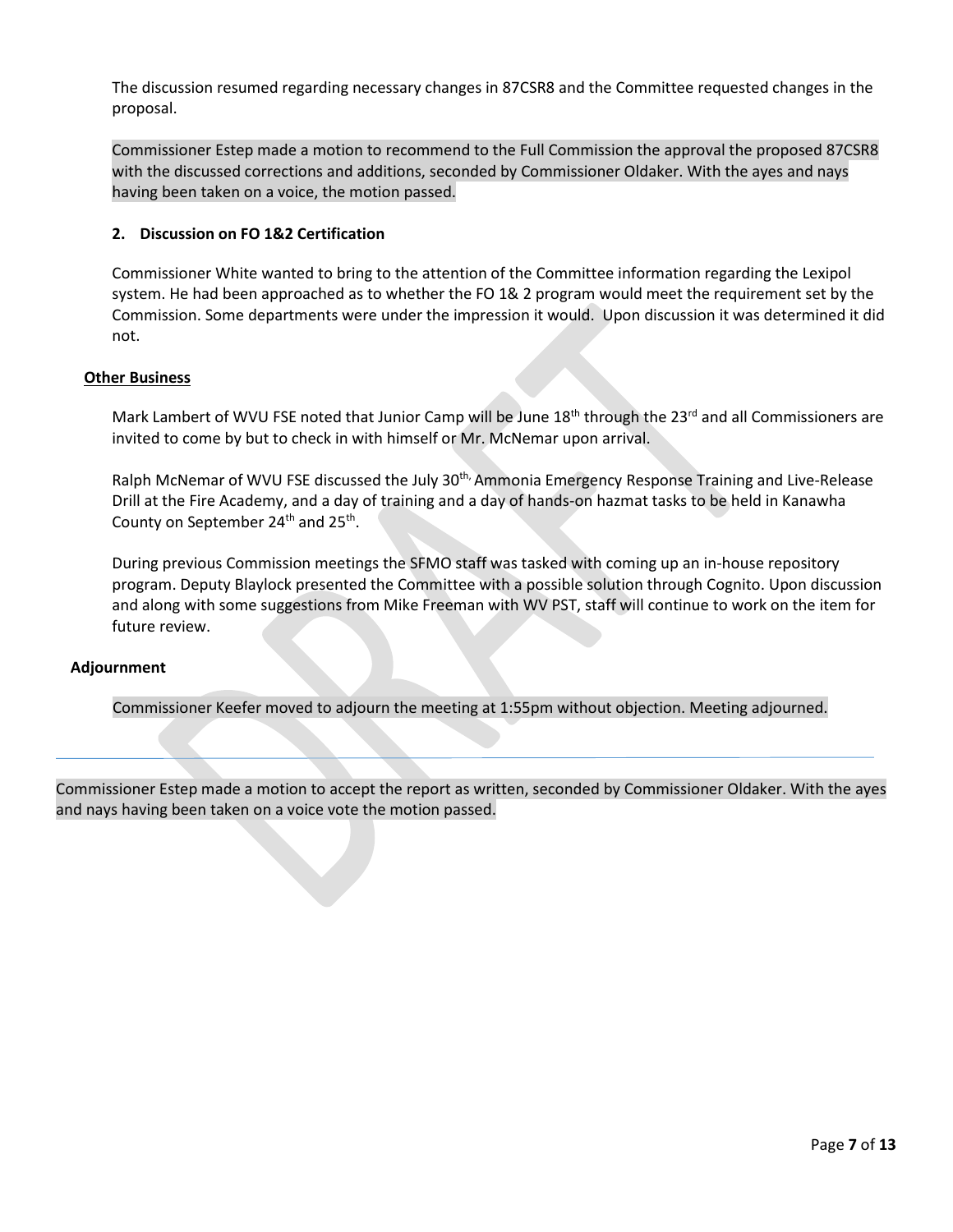The discussion resumed regarding necessary changes in 87CSR8 and the Committee requested changes in the proposal.

Commissioner Estep made a motion to recommend to the Full Commission the approval the proposed 87CSR8 with the discussed corrections and additions, seconded by Commissioner Oldaker. With the ayes and nays having been taken on a voice, the motion passed.

**2. Discussion on FO 1&2 Certification**

Commissioner White wanted to bring to the attention of the Committee information regarding the Lexipol system. He had been approached as to whether the FO 1& 2 program would meet the requirement set by the Commission. Some departments were under the impression it would. Upon discussion it was determined it did not.

**Other Business**

Mark Lambert of WVU FSE noted that Junior Camp will be June 18th through the 23rd and all Commissioners are invited to come by but to check in with himself or Mr. McNemar upon arrival.

Ralph McNemar of WVU FSE discussed the July 30th, Ammonia Emergency Response Training and Live-Release Drill at the Fire Academy, and a day of training and a day of hands-on hazmat tasks to be held in Kanawha County on September 24th and 25th.

During previous Commission meetings the SFMO staff was tasked with coming up an in-house repository program. Deputy Blaylock presented the Committee with a possible solution through Cognito. Upon discussion and along with some suggestions from Mike Freeman with WV PST, staff will continue to work on the item for future review.

**Adjournment**

Commissioner Keefer moved to adjourn the meeting at 1:55pm without objection. Meeting adjourned.

---

Commissioner Estep made a motion to accept the report as written, seconded by Commissioner Oldaker. With the ayes and nays having been taken on a voice vote the motion passed.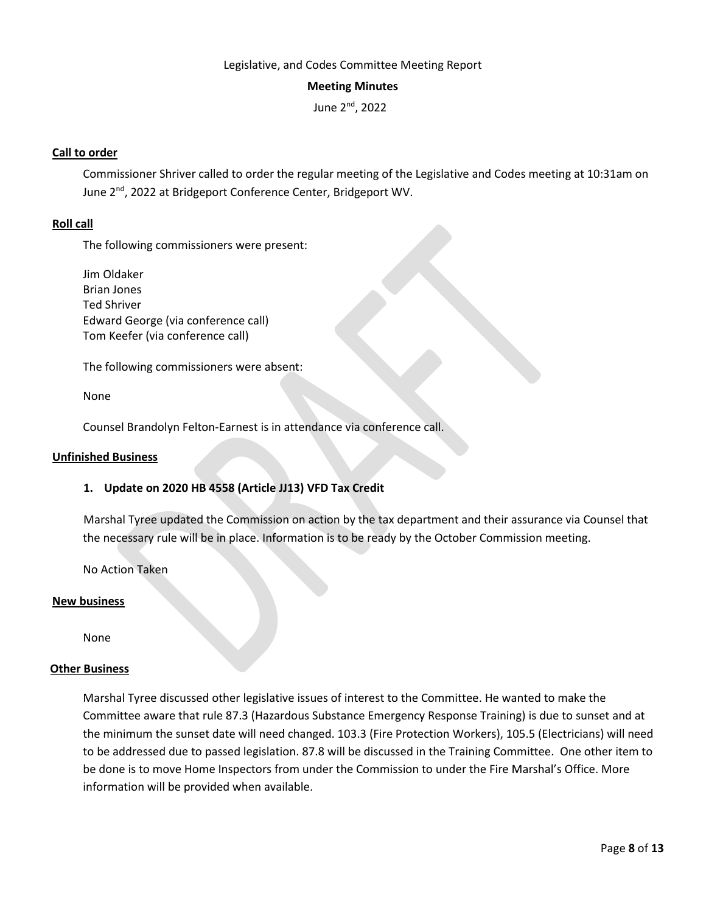Legislative, and Codes Committee Meeting Report

**Meeting Minutes**

June 2nd, 2022

## Call to order

Commissioner Shriver called to order the regular meeting of the Legislative and Codes meeting at 10:31am on June 2nd, 2022 at Bridgeport Conference Center, Bridgeport WV.

## Roll call

The following commissioners were present:

Jim Oldaker
Brian Jones
Ted Shriver
Edward George (via conference call)
Tom Keefer (via conference call)

The following commissioners were absent:

None

Counsel Brandolyn Felton-Earnest is in attendance via conference call.

## Unfinished Business

### 1. Update on 2020 HB 4558 (Article JJ13) VFD Tax Credit

Marshal Tyree updated the Commission on action by the tax department and their assurance via Counsel that the necessary rule will be in place. Information is to be ready by the October Commission meeting.

No Action Taken

## New business

None

## Other Business

Marshal Tyree discussed other legislative issues of interest to the Committee. He wanted to make the Committee aware that rule 87.3 (Hazardous Substance Emergency Response Training) is due to sunset and at the minimum the sunset date will need changed. 103.3 (Fire Protection Workers), 105.5 (Electricians) will need to be addressed due to passed legislation. 87.8 will be discussed in the Training Committee. One other item to be done is to move Home Inspectors from under the Commission to under the Fire Marshal's Office. More information will be provided when available.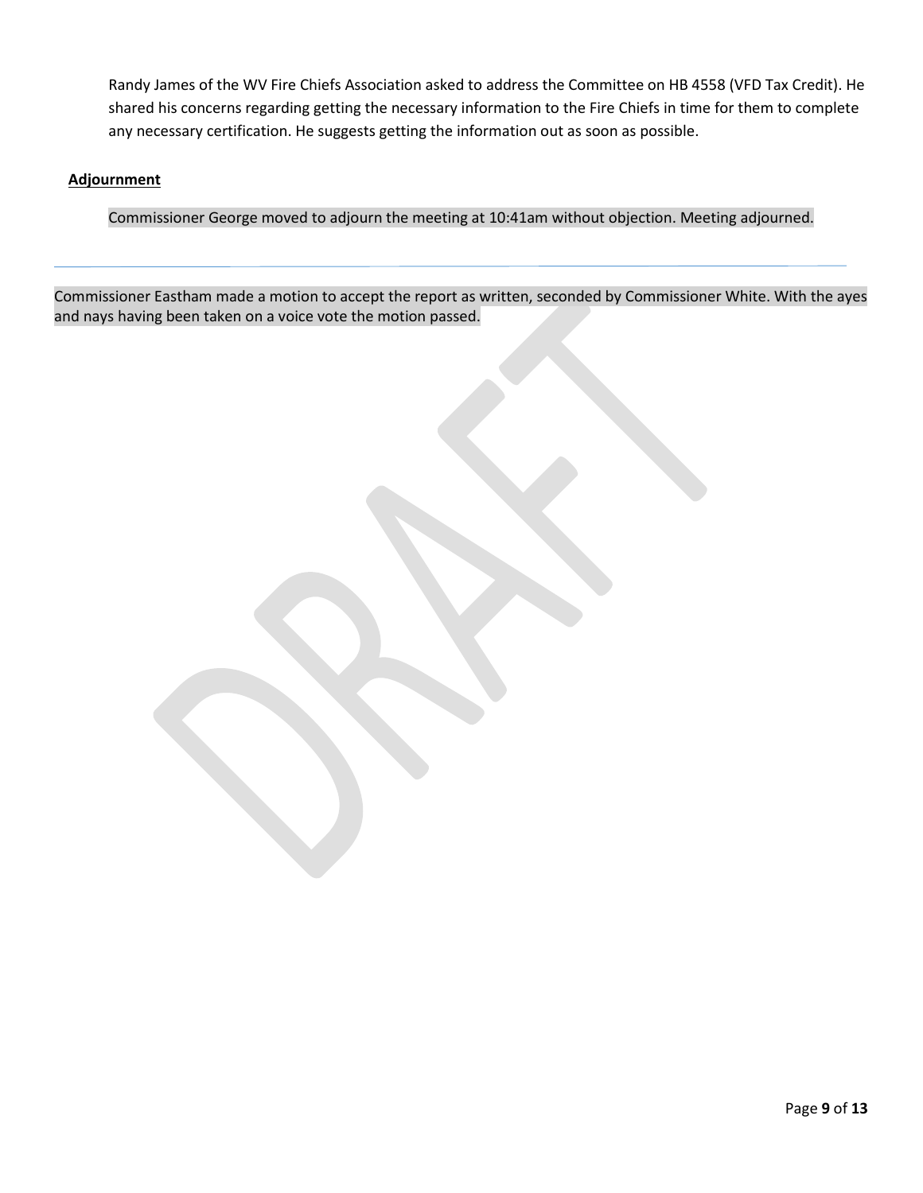Randy James of the WV Fire Chiefs Association asked to address the Committee on HB 4558 (VFD Tax Credit). He shared his concerns regarding getting the necessary information to the Fire Chiefs in time for them to complete any necessary certification. He suggests getting the information out as soon as possible.

**Adjournment**

Commissioner George moved to adjourn the meeting at 10:41am without objection. Meeting adjourned.

---

Commissioner Eastham made a motion to accept the report as written, seconded by Commissioner White. With the ayes and nays having been taken on a voice vote the motion passed.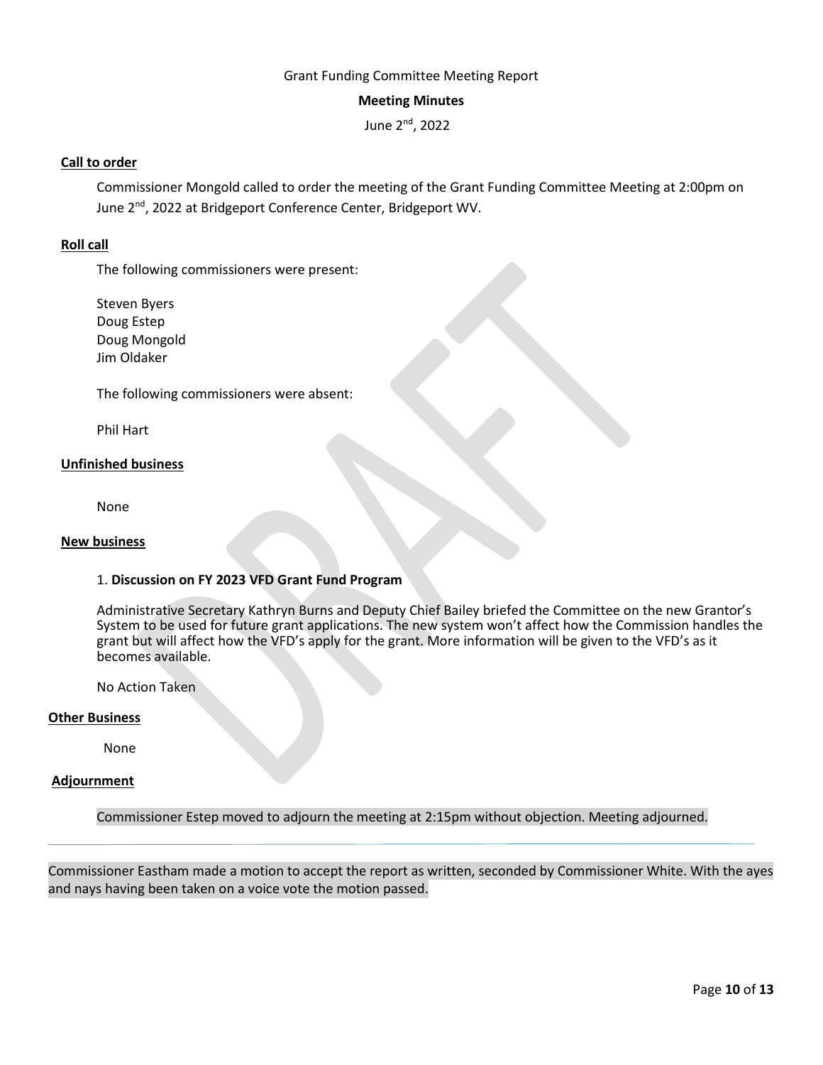Grant Funding Committee Meeting Report

**Meeting Minutes**

June 2nd, 2022

**Call to order**

Commissioner Mongold called to order the meeting of the Grant Funding Committee Meeting at 2:00pm on June 2nd, 2022 at Bridgeport Conference Center, Bridgeport WV.

**Roll call**

The following commissioners were present:

Steven Byers
Doug Estep
Doug Mongold
Jim Oldaker

The following commissioners were absent:

Phil Hart

**Unfinished business**

None

**New business**

1. **Discussion on FY 2023 VFD Grant Fund Program**

Administrative Secretary Kathryn Burns and Deputy Chief Bailey briefed the Committee on the new Grantor's System to be used for future grant applications. The new system won't affect how the Commission handles the grant but will affect how the VFD's apply for the grant. More information will be given to the VFD's as it becomes available.

No Action Taken

**Other Business**

None

**Adjournment**

Commissioner Estep moved to adjourn the meeting at 2:15pm without objection. Meeting adjourned.

---

Commissioner Eastham made a motion to accept the report as written, seconded by Commissioner White. With the ayes and nays having been taken on a voice vote the motion passed.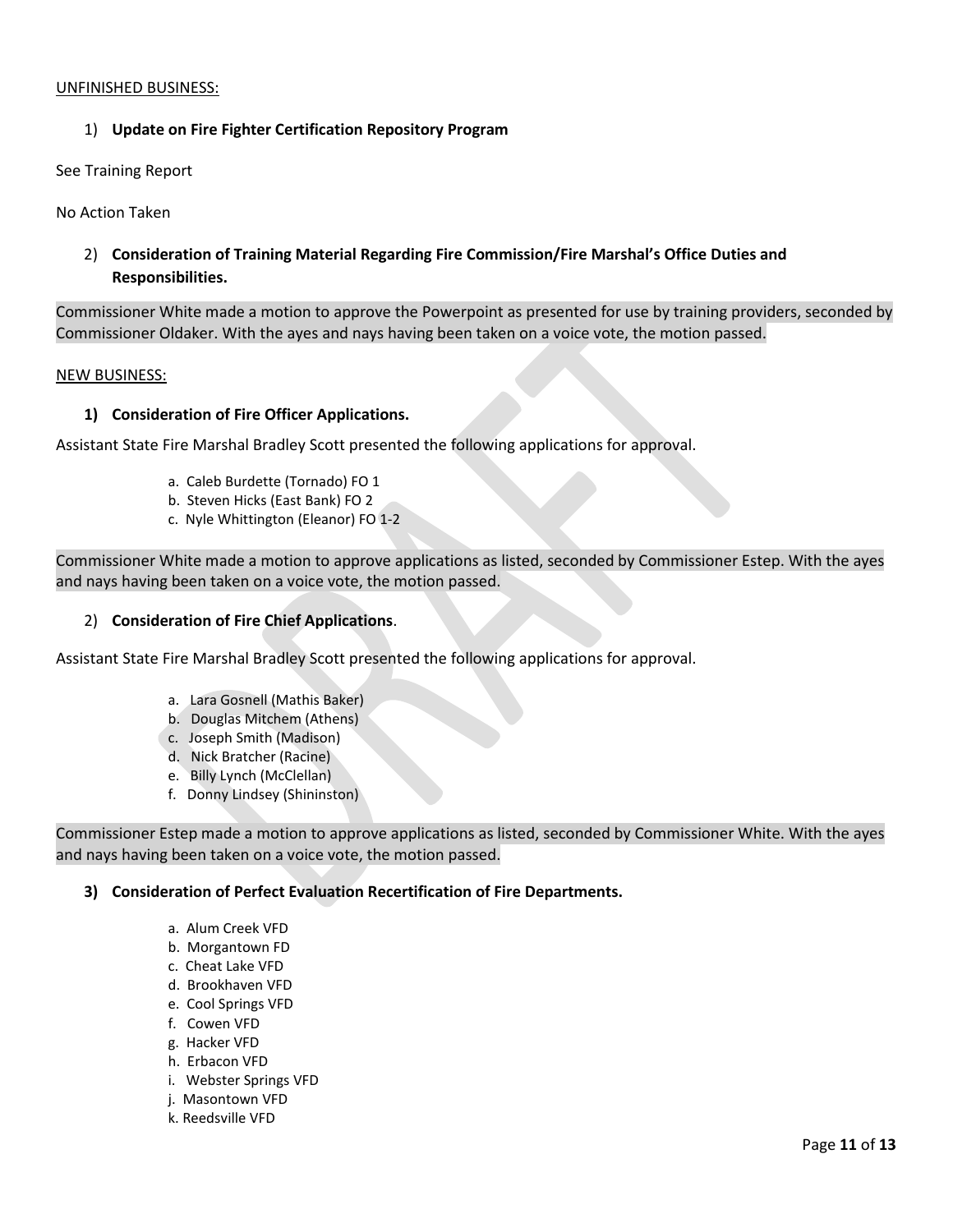UNFINISHED BUSINESS:

1) **Update on Fire Fighter Certification Repository Program**

See Training Report

No Action Taken

2) **Consideration of Training Material Regarding Fire Commission/Fire Marshal's Office Duties and Responsibilities.**

Commissioner White made a motion to approve the Powerpoint as presented for use by training providers, seconded by Commissioner Oldaker. With the ayes and nays having been taken on a voice vote, the motion passed.

NEW BUSINESS:

1) **Consideration of Fire Officer Applications.**

Assistant State Fire Marshal Bradley Scott presented the following applications for approval.

a. Caleb Burdette (Tornado) FO 1
b. Steven Hicks (East Bank) FO 2
c. Nyle Whittington (Eleanor) FO 1-2

Commissioner White made a motion to approve applications as listed, seconded by Commissioner Estep. With the ayes and nays having been taken on a voice vote, the motion passed.

2) **Consideration of Fire Chief Applications**.

Assistant State Fire Marshal Bradley Scott presented the following applications for approval.

a. Lara Gosnell (Mathis Baker)
b. Douglas Mitchem (Athens)
c. Joseph Smith (Madison)
d. Nick Bratcher (Racine)
e. Billy Lynch (McClellan)
f. Donny Lindsey (Shininston)

Commissioner Estep made a motion to approve applications as listed, seconded by Commissioner White. With the ayes and nays having been taken on a voice vote, the motion passed.

3) **Consideration of Perfect Evaluation Recertification of Fire Departments.**

a. Alum Creek VFD
b. Morgantown FD
c. Cheat Lake VFD
d. Brookhaven VFD
e. Cool Springs VFD
f. Cowen VFD
g. Hacker VFD
h. Erbacon VFD
i. Webster Springs VFD
j. Masontown VFD
k. Reedsville VFD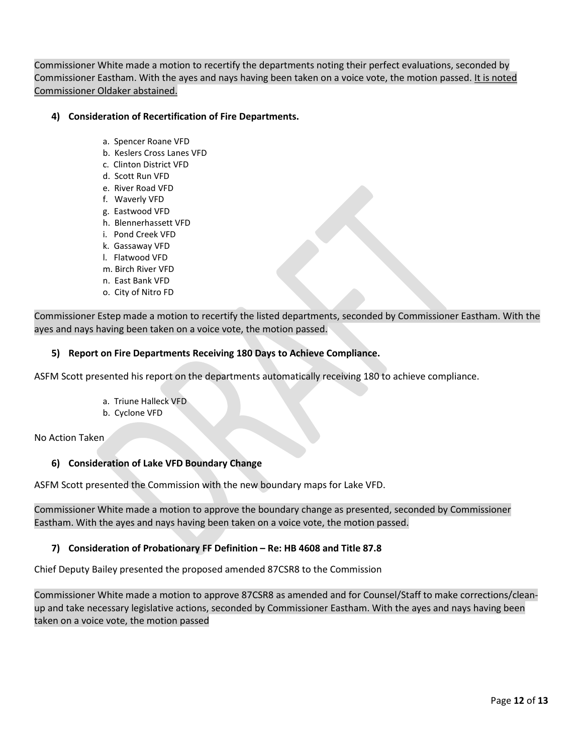Commissioner White made a motion to recertify the departments noting their perfect evaluations, seconded by Commissioner Eastham. With the ayes and nays having been taken on a voice vote, the motion passed. <u>It is noted Commissioner Oldaker abstained.</u>

#### 4) Consideration of Recertification of Fire Departments.

a. Spencer Roane VFD
b. Keslers Cross Lanes VFD
c. Clinton District VFD
d. Scott Run VFD
e. River Road VFD
f. Waverly VFD
g. Eastwood VFD
h. Blennerhassett VFD
i. Pond Creek VFD
k. Gassaway VFD
l. Flatwood VFD
m. Birch River VFD
n. East Bank VFD
o. City of Nitro FD

Commissioner Estep made a motion to recertify the listed departments, seconded by Commissioner Eastham. With the ayes and nays having been taken on a voice vote, the motion passed.

#### 5) Report on Fire Departments Receiving 180 Days to Achieve Compliance.

ASFM Scott presented his report on the departments automatically receiving 180 to achieve compliance.

a. Triune Halleck VFD
b. Cyclone VFD

No Action Taken

#### 6) Consideration of Lake VFD Boundary Change

ASFM Scott presented the Commission with the new boundary maps for Lake VFD.

Commissioner White made a motion to approve the boundary change as presented, seconded by Commissioner Eastham. With the ayes and nays having been taken on a voice vote, the motion passed.

#### 7) Consideration of Probationary FF Definition – Re: HB 4608 and Title 87.8

Chief Deputy Bailey presented the proposed amended 87CSR8 to the Commission

Commissioner White made a motion to approve 87CSR8 as amended and for Counsel/Staff to make corrections/clean-up and take necessary legislative actions, seconded by Commissioner Eastham. With the ayes and nays having been taken on a voice vote, the motion passed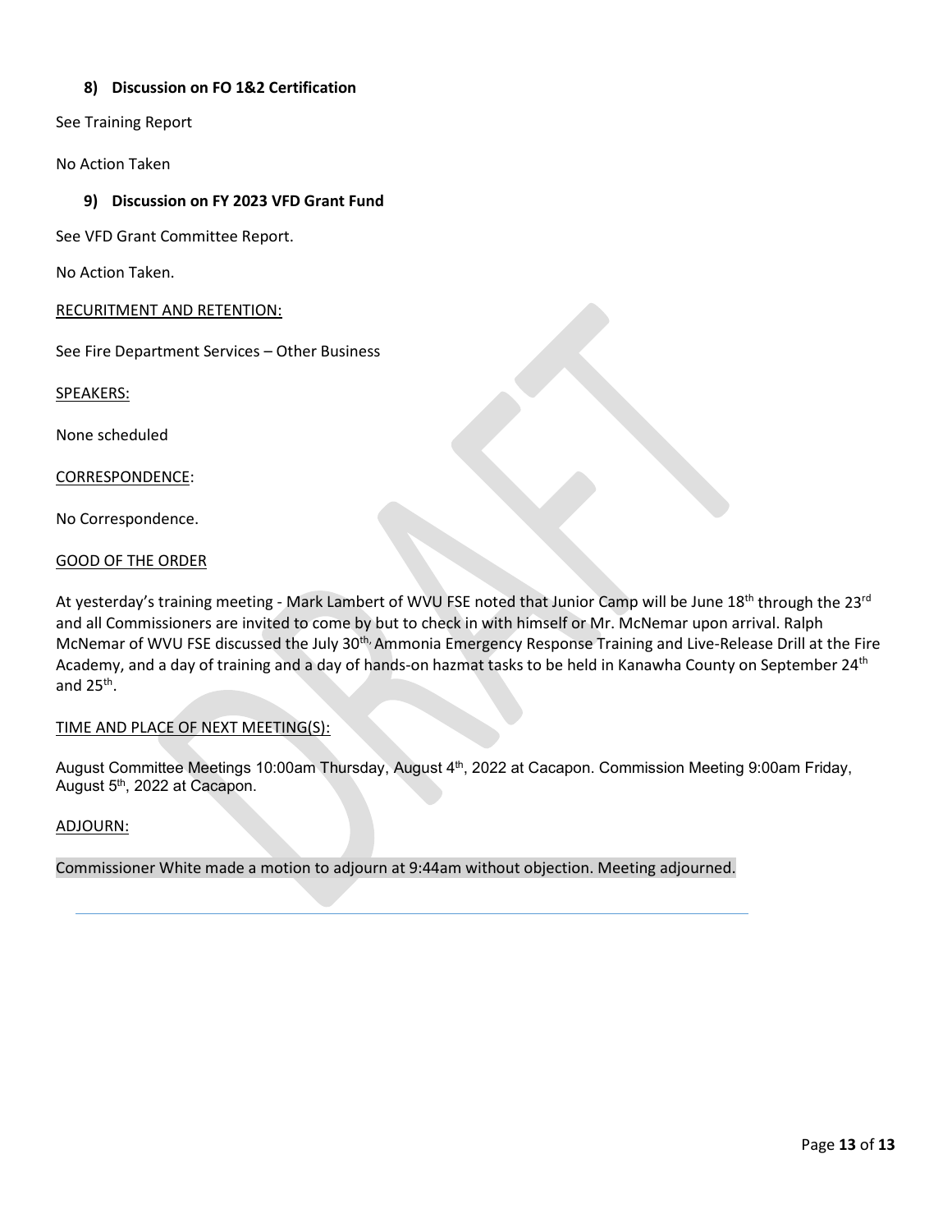### 8) Discussion on FO 1&2 Certification

See Training Report

No Action Taken

### 9) Discussion on FY 2023 VFD Grant Fund

See VFD Grant Committee Report.

No Action Taken.

RECURITMENT AND RETENTION:

See Fire Department Services – Other Business

SPEAKERS:

None scheduled

CORRESPONDENCE:

No Correspondence.

GOOD OF THE ORDER

At yesterday's training meeting - Mark Lambert of WVU FSE noted that Junior Camp will be June 18th through the 23rd and all Commissioners are invited to come by but to check in with himself or Mr. McNemar upon arrival. Ralph McNemar of WVU FSE discussed the July 30th, Ammonia Emergency Response Training and Live-Release Drill at the Fire Academy, and a day of training and a day of hands-on hazmat tasks to be held in Kanawha County on September 24th and 25th.

TIME AND PLACE OF NEXT MEETING(S):

August Committee Meetings 10:00am Thursday, August 4th, 2022 at Cacapon. Commission Meeting 9:00am Friday, August 5th, 2022 at Cacapon.

ADJOURN:

Commissioner White made a motion to adjourn at 9:44am without objection. Meeting adjourned.